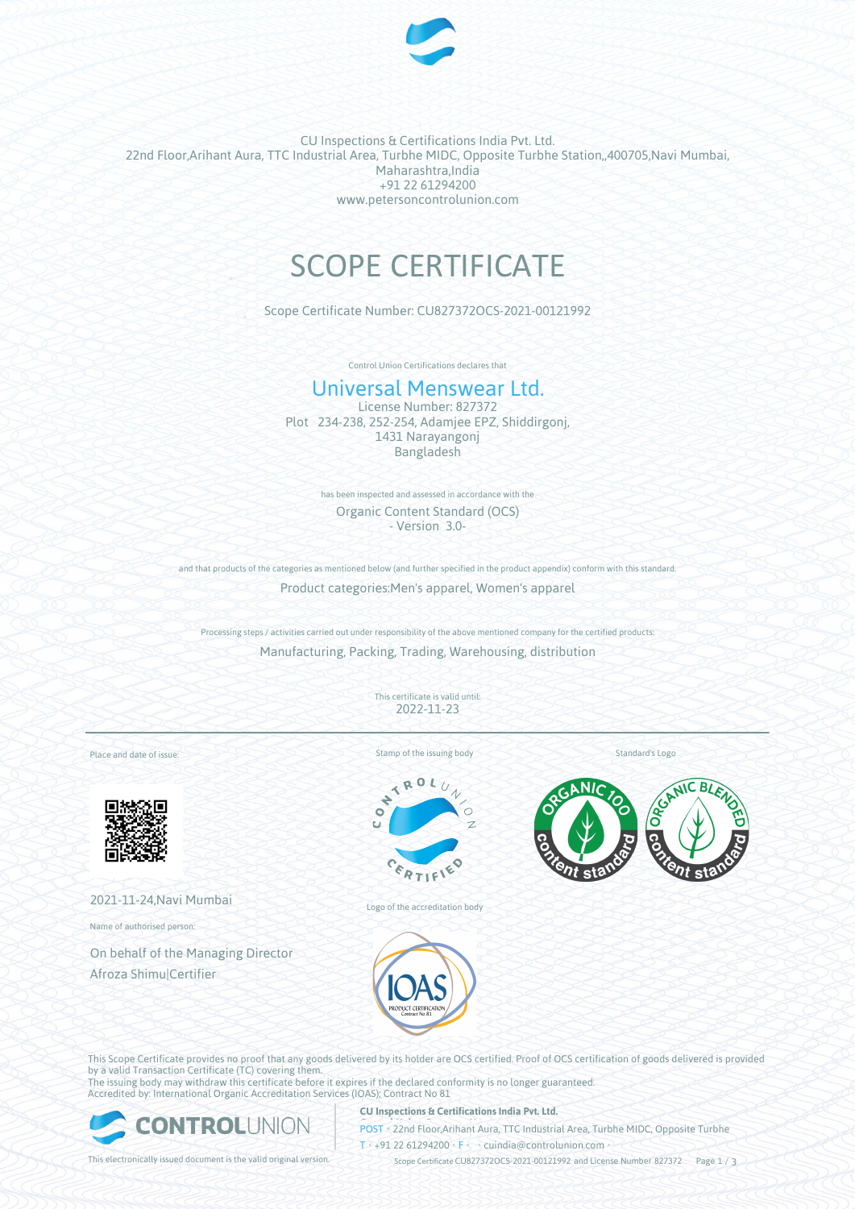CU Inspections & Certifications India Pvt. Ltd.
22nd Floor,Arihant Aura, TTC Industrial Area, Turbhe MIDC, Opposite Turbhe Station,,400705,Navi Mumbai, Maharashtra,India
+91 22 61294200
www.petersoncontrolunion.com

# SCOPE CERTIFICATE

Scope Certificate Number: CU827372OCS-2021-00121992

Control Union Certifications declares that

## Universal Menswear Ltd.

License Number: 827372
Plot 234-238, 252-254, Adamjee EPZ, Shiddirgonj,
1431 Narayangonj
Bangladesh

has been inspected and assessed in accordance with the

Organic Content Standard (OCS)
- Version 3.0-

and that products of the categories as mentioned below (and further specified in the product appendix) conform with this standard.

Product categories:Men's apparel, Women's apparel

Processing steps / activities carried out under responsibility of the above mentioned company for the certified products:

Manufacturing, Packing, Trading, Warehousing, distribution

This certificate is valid until:
2022-11-23

Place and date of issue:

2021-11-24,Navi Mumbai

Name of authorised person:

On behalf of the Managing Director
Afroza Shimu|Certifier

Stamp of the issuing body

Logo of the accreditation body

Standard's Logo

This Scope Certificate provides no proof that any goods delivered by its holder are OCS certified. Proof of OCS certification of goods delivered is provided by a valid Transaction Certificate (TC) covering them.
The issuing body may withdraw this certificate before it expires if the declared conformity is no longer guaranteed.
Accredited by: International Organic Accreditation Services (IOAS); Contract No 81

This electronically issued document is the valid original version.

**CU Inspections & Certifications India Pvt. Ltd.**
POST • 22nd Floor,Arihant Aura, TTC Industrial Area, Turbhe MIDC, Opposite Turbhe
T • +91 22 61294200 • F • • cuindia@controlunion.com •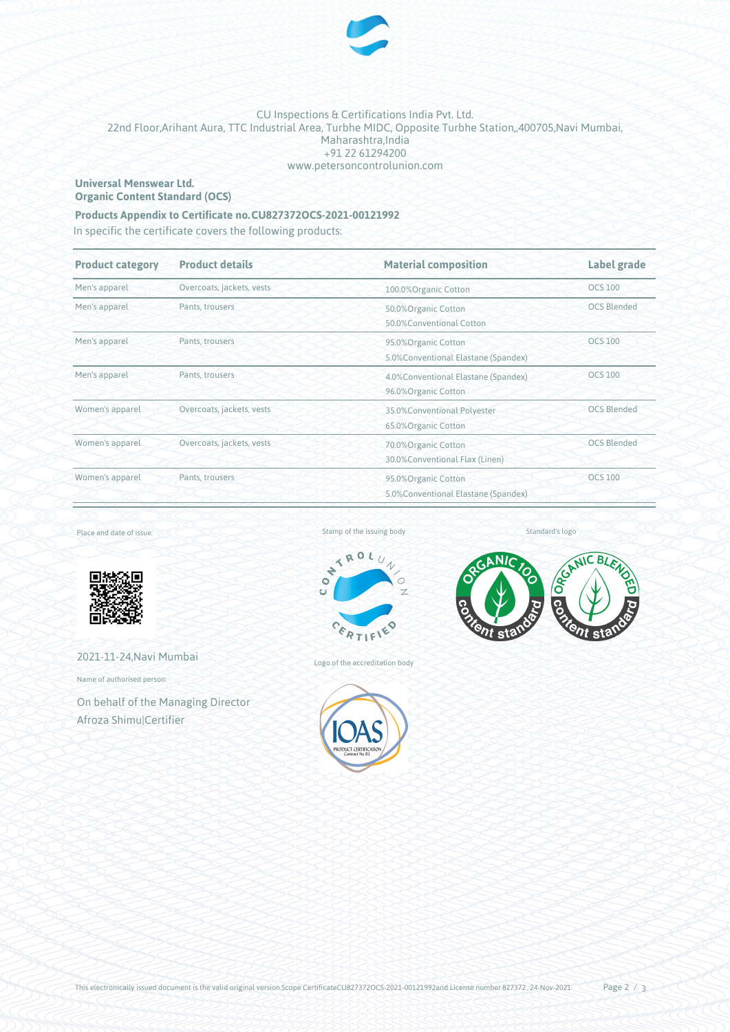CU Inspections & Certifications India Pvt. Ltd.
22nd Floor,Arihant Aura, TTC Industrial Area, Turbhe MIDC, Opposite Turbhe Station,,400705,Navi Mumbai, Maharashtra,India
+91 22 61294200
www.petersoncontrolunion.com

**Universal Menswear Ltd.**
**Organic Content Standard (OCS)**

**Products Appendix to Certificate no.CU827372OCS-2021-00121992**

In specific the certificate covers the following products:

| Product category | Product details | Material composition | Label grade |
|---|---|---|---|
| Men's apparel | Overcoats, jackets, vests | 100.0%Organic Cotton | OCS 100 |
| Men's apparel | Pants, trousers | 50.0%Organic Cotton<br>50.0%Conventional Cotton | OCS Blended |
| Men's apparel | Pants, trousers | 95.0%Organic Cotton<br>5.0%Conventional Elastane (Spandex) | OCS 100 |
| Men's apparel | Pants, trousers | 4.0%Conventional Elastane (Spandex)<br>96.0%Organic Cotton | OCS 100 |
| Women's apparel | Overcoats, jackets, vests | 35.0%Conventional Polyester<br>65.0%Organic Cotton | OCS Blended |
| Women's apparel | Overcoats, jackets, vests | 70.0%Organic Cotton<br>30.0%Conventional Flax (Linen) | OCS Blended |
| Women's apparel | Pants, trousers | 95.0%Organic Cotton<br>5.0%Conventional Elastane (Spandex) | OCS 100 |

Place and date of issue:

2021-11-24,Navi Mumbai

Name of authorised person:

On behalf of the Managing Director
Afroza Shimu|Certifier

Stamp of the issuing body

Logo of the accreditation body

Standard's logo

This electronically issued document is the valid original version.Scope CertificateCU827372OCS-2021-00121992and License number 827372 , 24-Nov-2021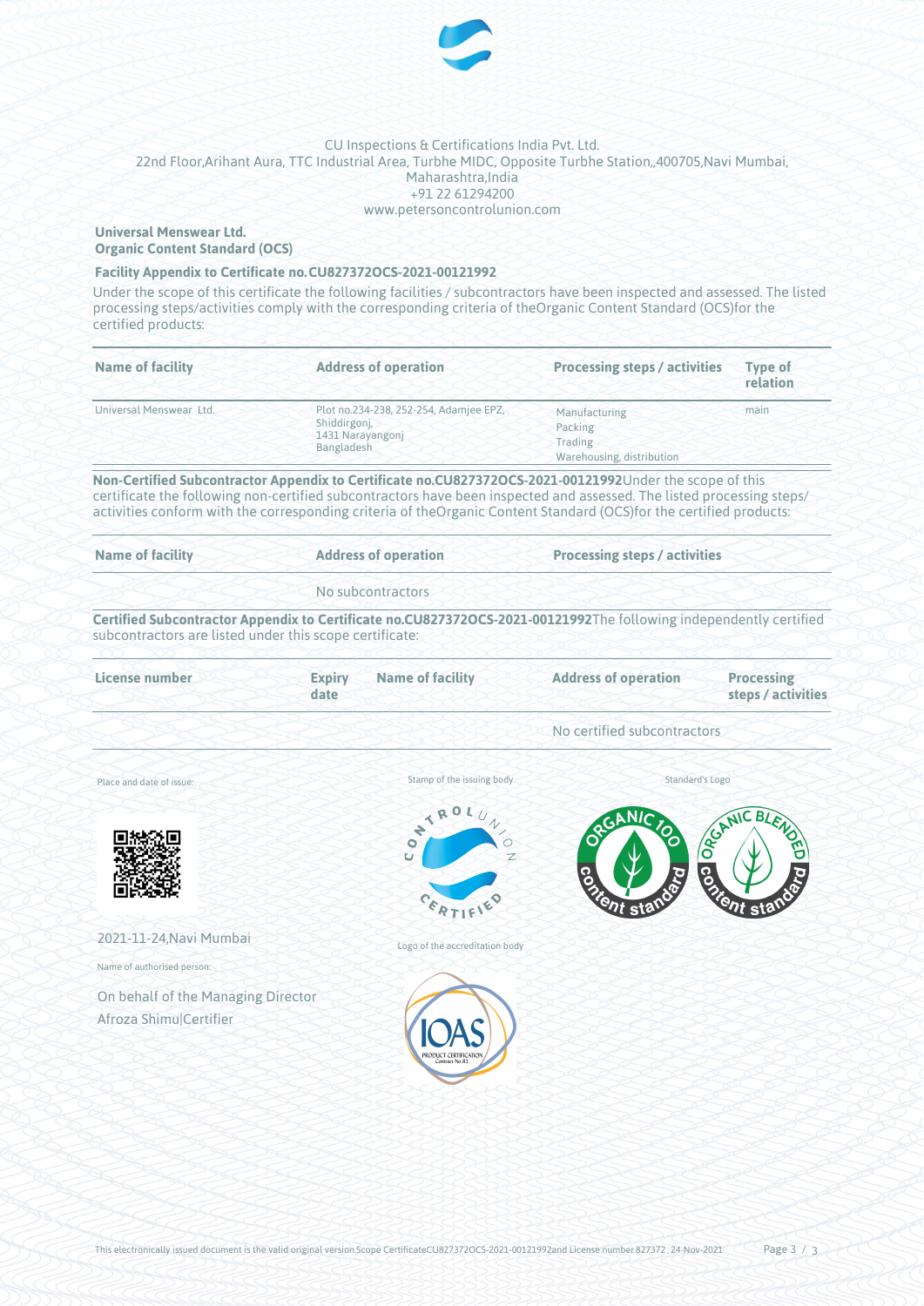CU Inspections & Certifications India Pvt. Ltd.
22nd Floor,Arihant Aura, TTC Industrial Area, Turbhe MIDC, Opposite Turbhe Station,,400705,Navi Mumbai, Maharashtra,India
+91 22 61294200
www.petersoncontrolunion.com

**Universal Menswear Ltd.**
**Organic Content Standard (OCS)**

**Facility Appendix to Certificate no. CU827372OCS-2021-00121992**

Under the scope of this certificate the following facilities / subcontractors have been inspected and assessed. The listed processing steps/activities comply with the corresponding criteria of theOrganic Content Standard (OCS)for the certified products:

| Name of facility | Address of operation | Processing steps / activities | Type of relation |
|---|---|---|---|
| Universal Menswear Ltd. | Plot no.234-238, 252-254, Adamjee EPZ, Shiddirgonj, 1431 Narayangonj Bangladesh | Manufacturing<br>Packing<br>Trading<br>Warehousing, distribution | main |

**Non-Certified Subcontractor Appendix to Certificate no.CU827372OCS-2021-00121992**Under the scope of this certificate the following non-certified subcontractors have been inspected and assessed. The listed processing steps/ activities conform with the corresponding criteria of theOrganic Content Standard (OCS)for the certified products:

| Name of facility | Address of operation | Processing steps / activities |
|---|---|---|
| | No subcontractors | |

**Certified Subcontractor Appendix to Certificate no.CU827372OCS-2021-00121992**The following independently certified subcontractors are listed under this scope certificate:

| License number | Expiry date | Name of facility | Address of operation | Processing steps / activities |
|---|---|---|---|---|
| | | | No certified subcontractors | |

Place and date of issue:

2021-11-24,Navi Mumbai

Name of authorised person:

On behalf of the Managing Director
Afroza Shimu|Certifier

Stamp of the issuing body

Logo of the accreditation body

Standard's Logo

This electronically issued document is the valid original version.Scope CertificateCU827372OCS-2021-00121992and License number 827372 , 24-Nov-2021